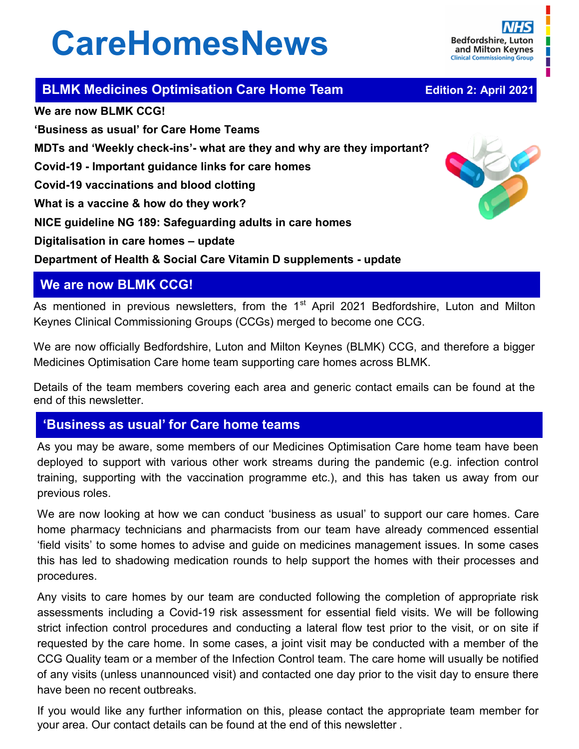# CareHomesNews

NHS Bedfordshire, Luton and Milton Keynes Clinical Commissioning Group

## BLMK Medicines Optimisation Care Home Team — Edition 2: April 2021

**We are now BLMK CCG!**

**'Business as usual' for Care Home Teams**

**MDTs and 'Weekly check-ins'- what are they and why are they important?**

**Covid-19 - Important guidance links for care homes**

**Covid-19 vaccinations and blood clotting**

**What is a vaccine & how do they work?**

**NICE guideline NG 189: Safeguarding adults in care homes**

**Digitalisation in care homes – update**

**Department of Health & Social Care Vitamin D supplements - update**

## We are now BLMK CCG!

As mentioned in previous newsletters, from the 1st April 2021 Bedfordshire, Luton and Milton Keynes Clinical Commissioning Groups (CCGs) merged to become one CCG.

We are now officially Bedfordshire, Luton and Milton Keynes (BLMK) CCG, and therefore a bigger Medicines Optimisation Care home team supporting care homes across BLMK.

Details of the team members covering each area and generic contact emails can be found at the end of this newsletter.

## 'Business as usual' for Care home teams

As you may be aware, some members of our Medicines Optimisation Care home team have been deployed to support with various other work streams during the pandemic (e.g. infection control training, supporting with the vaccination programme etc.), and this has taken us away from our previous roles.

We are now looking at how we can conduct 'business as usual' to support our care homes. Care home pharmacy technicians and pharmacists from our team have already commenced essential 'field visits' to some homes to advise and guide on medicines management issues. In some cases this has led to shadowing medication rounds to help support the homes with their processes and procedures.

Any visits to care homes by our team are conducted following the completion of appropriate risk assessments including a Covid-19 risk assessment for essential field visits. We will be following strict infection control procedures and conducting a lateral flow test prior to the visit, or on site if requested by the care home. In some cases, a joint visit may be conducted with a member of the CCG Quality team or a member of the Infection Control team. The care home will usually be notified of any visits (unless unannounced visit) and contacted one day prior to the visit day to ensure there have been no recent outbreaks.

If you would like any further information on this, please contact the appropriate team member for your area. Our contact details can be found at the end of this newsletter .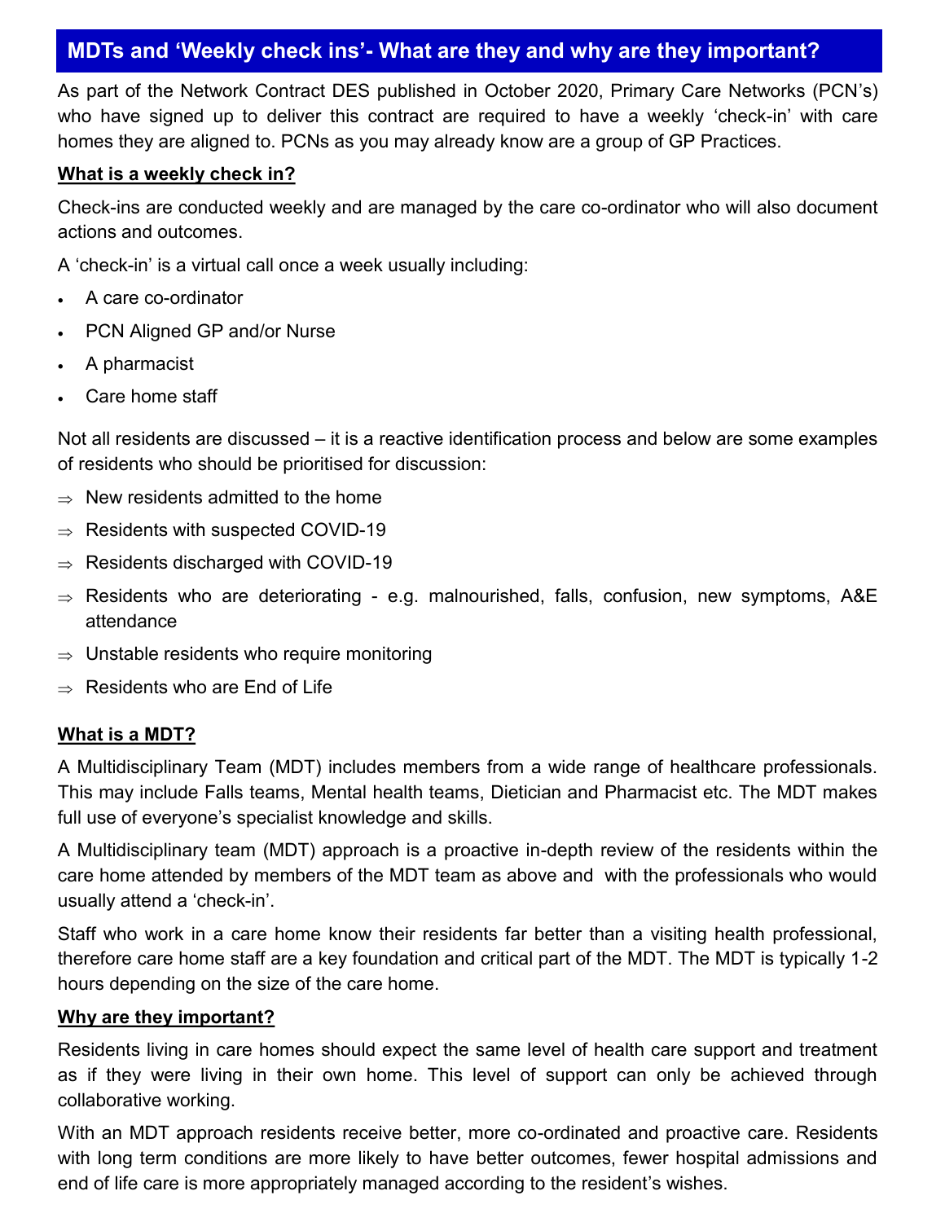## MDTs and 'Weekly check ins'- What are they and why are they important?

As part of the Network Contract DES published in October 2020, Primary Care Networks (PCN's) who have signed up to deliver this contract are required to have a weekly 'check-in' with care homes they are aligned to. PCNs as you may already know are a group of GP Practices.

**What is a weekly check in?**

Check-ins are conducted weekly and are managed by the care co-ordinator who will also document actions and outcomes.

A 'check-in' is a virtual call once a week usually including:

- A care co-ordinator
- PCN Aligned GP and/or Nurse
- A pharmacist
- Care home staff

Not all residents are discussed – it is a reactive identification process and below are some examples of residents who should be prioritised for discussion:

- ⇒ New residents admitted to the home
- ⇒ Residents with suspected COVID-19
- ⇒ Residents discharged with COVID-19
- ⇒ Residents who are deteriorating - e.g. malnourished, falls, confusion, new symptoms, A&E attendance
- ⇒ Unstable residents who require monitoring
- ⇒ Residents who are End of Life

**What is a MDT?**

A Multidisciplinary Team (MDT) includes members from a wide range of healthcare professionals. This may include Falls teams, Mental health teams, Dietician and Pharmacist etc. The MDT makes full use of everyone's specialist knowledge and skills.

A Multidisciplinary team (MDT) approach is a proactive in-depth review of the residents within the care home attended by members of the MDT team as above and with the professionals who would usually attend a 'check-in'.

Staff who work in a care home know their residents far better than a visiting health professional, therefore care home staff are a key foundation and critical part of the MDT. The MDT is typically 1-2 hours depending on the size of the care home.

**Why are they important?**

Residents living in care homes should expect the same level of health care support and treatment as if they were living in their own home. This level of support can only be achieved through collaborative working.

With an MDT approach residents receive better, more co-ordinated and proactive care. Residents with long term conditions are more likely to have better outcomes, fewer hospital admissions and end of life care is more appropriately managed according to the resident's wishes.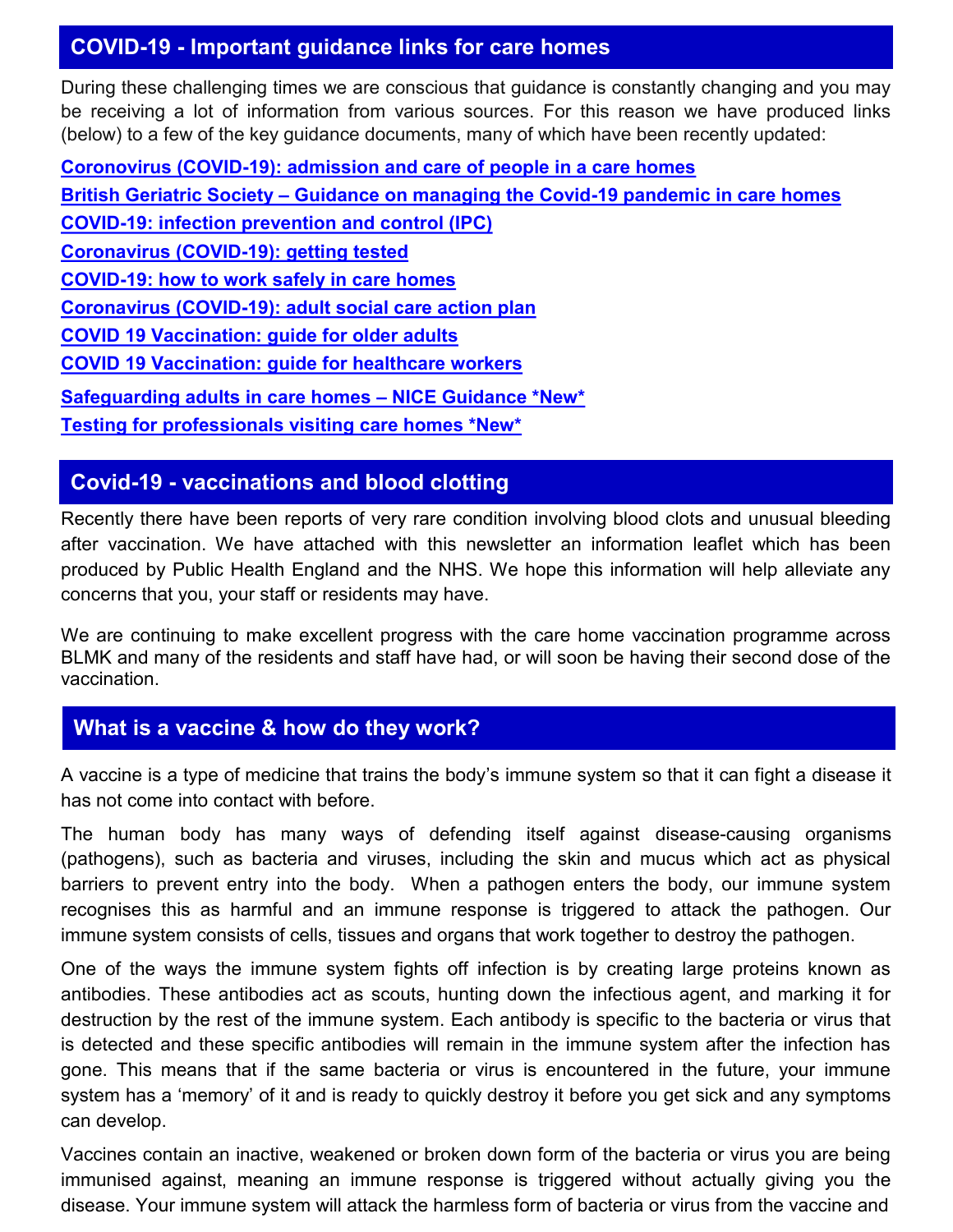## COVID-19 - Important guidance links for care homes

During these challenging times we are conscious that guidance is constantly changing and you may be receiving a lot of information from various sources. For this reason we have produced links (below) to a few of the key guidance documents, many of which have been recently updated:

**Coronovirus (COVID-19): admission and care of people in a care homes**

**British Geriatric Society – Guidance on managing the Covid-19 pandemic in care homes**

**COVID-19: infection prevention and control (IPC)**

**Coronavirus (COVID-19): getting tested**

**COVID-19: how to work safely in care homes**

**Coronavirus (COVID-19): adult social care action plan**

**COVID 19 Vaccination: guide for older adults**

**COVID 19 Vaccination: guide for healthcare workers**

**Safeguarding adults in care homes – NICE Guidance *New***

**Testing for professionals visiting care homes *New***

## Covid-19 - vaccinations and blood clotting

Recently there have been reports of very rare condition involving blood clots and unusual bleeding after vaccination. We have attached with this newsletter an information leaflet which has been produced by Public Health England and the NHS. We hope this information will help alleviate any concerns that you, your staff or residents may have.

We are continuing to make excellent progress with the care home vaccination programme across BLMK and many of the residents and staff have had, or will soon be having their second dose of the vaccination.

## What is a vaccine & how do they work?

A vaccine is a type of medicine that trains the body's immune system so that it can fight a disease it has not come into contact with before.

The human body has many ways of defending itself against disease-causing organisms (pathogens), such as bacteria and viruses, including the skin and mucus which act as physical barriers to prevent entry into the body. When a pathogen enters the body, our immune system recognises this as harmful and an immune response is triggered to attack the pathogen. Our immune system consists of cells, tissues and organs that work together to destroy the pathogen.

One of the ways the immune system fights off infection is by creating large proteins known as antibodies. These antibodies act as scouts, hunting down the infectious agent, and marking it for destruction by the rest of the immune system. Each antibody is specific to the bacteria or virus that is detected and these specific antibodies will remain in the immune system after the infection has gone. This means that if the same bacteria or virus is encountered in the future, your immune system has a 'memory' of it and is ready to quickly destroy it before you get sick and any symptoms can develop.

Vaccines contain an inactive, weakened or broken down form of the bacteria or virus you are being immunised against, meaning an immune response is triggered without actually giving you the disease. Your immune system will attack the harmless form of bacteria or virus from the vaccine and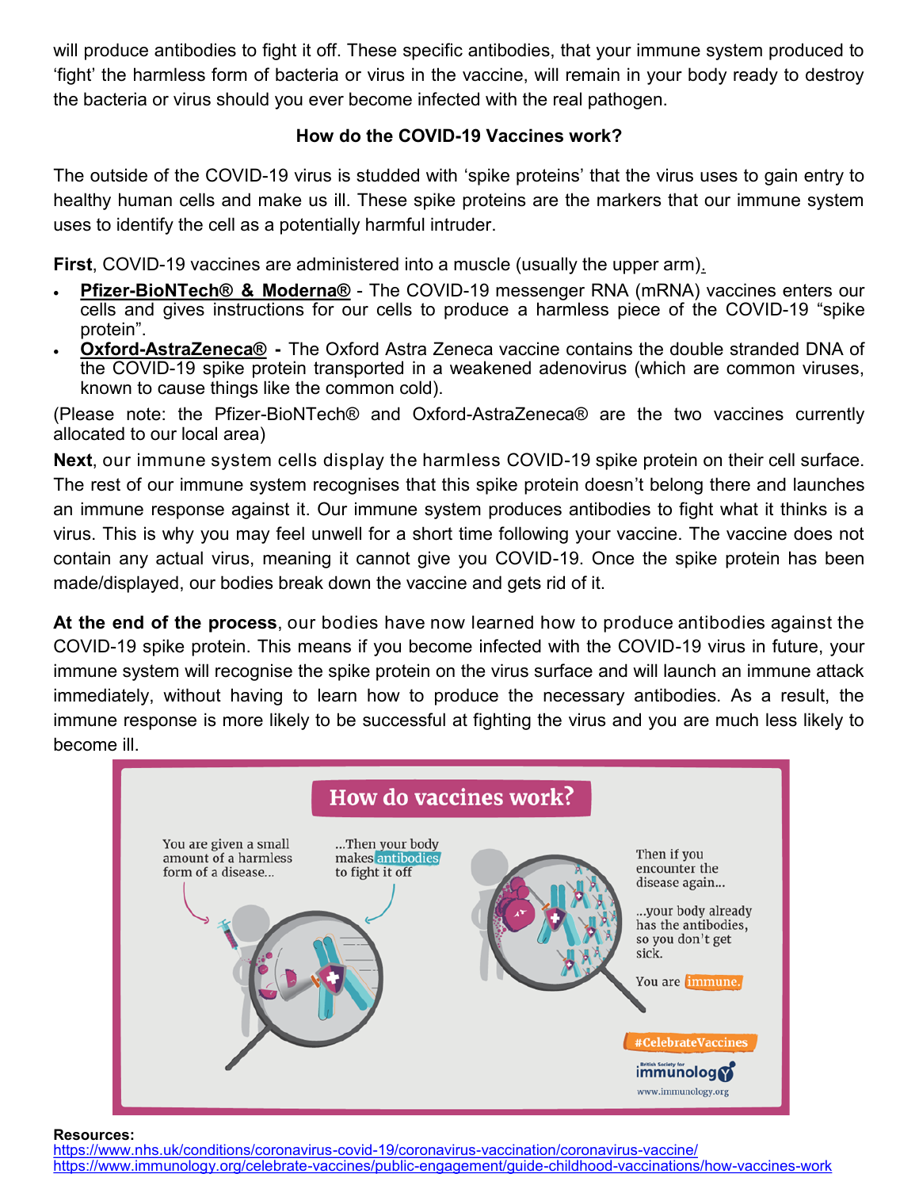will produce antibodies to fight it off. These specific antibodies, that your immune system produced to 'fight' the harmless form of bacteria or virus in the vaccine, will remain in your body ready to destroy the bacteria or virus should you ever become infected with the real pathogen.

**How do the COVID-19 Vaccines work?**

The outside of the COVID-19 virus is studded with 'spike proteins' that the virus uses to gain entry to healthy human cells and make us ill. These spike proteins are the markers that our immune system uses to identify the cell as a potentially harmful intruder.

**First**, COVID-19 vaccines are administered into a muscle (usually the upper arm).

- **Pfizer-BioNTech® & Moderna®** - The COVID-19 messenger RNA (mRNA) vaccines enters our cells and gives instructions for our cells to produce a harmless piece of the COVID-19 "spike protein".
- **Oxford-AstraZeneca® -** The Oxford Astra Zeneca vaccine contains the double stranded DNA of the COVID-19 spike protein transported in a weakened adenovirus (which are common viruses, known to cause things like the common cold).

(Please note: the Pfizer-BioNTech® and Oxford-AstraZeneca® are the two vaccines currently allocated to our local area)

**Next**, our immune system cells display the harmless COVID-19 spike protein on their cell surface. The rest of our immune system recognises that this spike protein doesn't belong there and launches an immune response against it. Our immune system produces antibodies to fight what it thinks is a virus. This is why you may feel unwell for a short time following your vaccine. The vaccine does not contain any actual virus, meaning it cannot give you COVID-19. Once the spike protein has been made/displayed, our bodies break down the vaccine and gets rid of it.

**At the end of the process**, our bodies have now learned how to produce antibodies against the COVID-19 spike protein. This means if you become infected with the COVID-19 virus in future, your immune system will recognise the spike protein on the virus surface and will launch an immune attack immediately, without having to learn how to produce the necessary antibodies. As a result, the immune response is more likely to be successful at fighting the virus and you are much less likely to become ill.

**How do vaccines work?**

You are given a small amount of a harmless form of a disease...

...Then your body makes antibodies to fight it off

Then if you encounter the disease again...

...your body already has the antibodies, so you don't get sick.

You are immune.

#CelebrateVaccines

British Society for immunology

www.immunology.org

**Resources:**
https://www.nhs.uk/conditions/coronavirus-covid-19/coronavirus-vaccination/coronavirus-vaccine/
https://www.immunology.org/celebrate-vaccines/public-engagement/guide-childhood-vaccinations/how-vaccines-work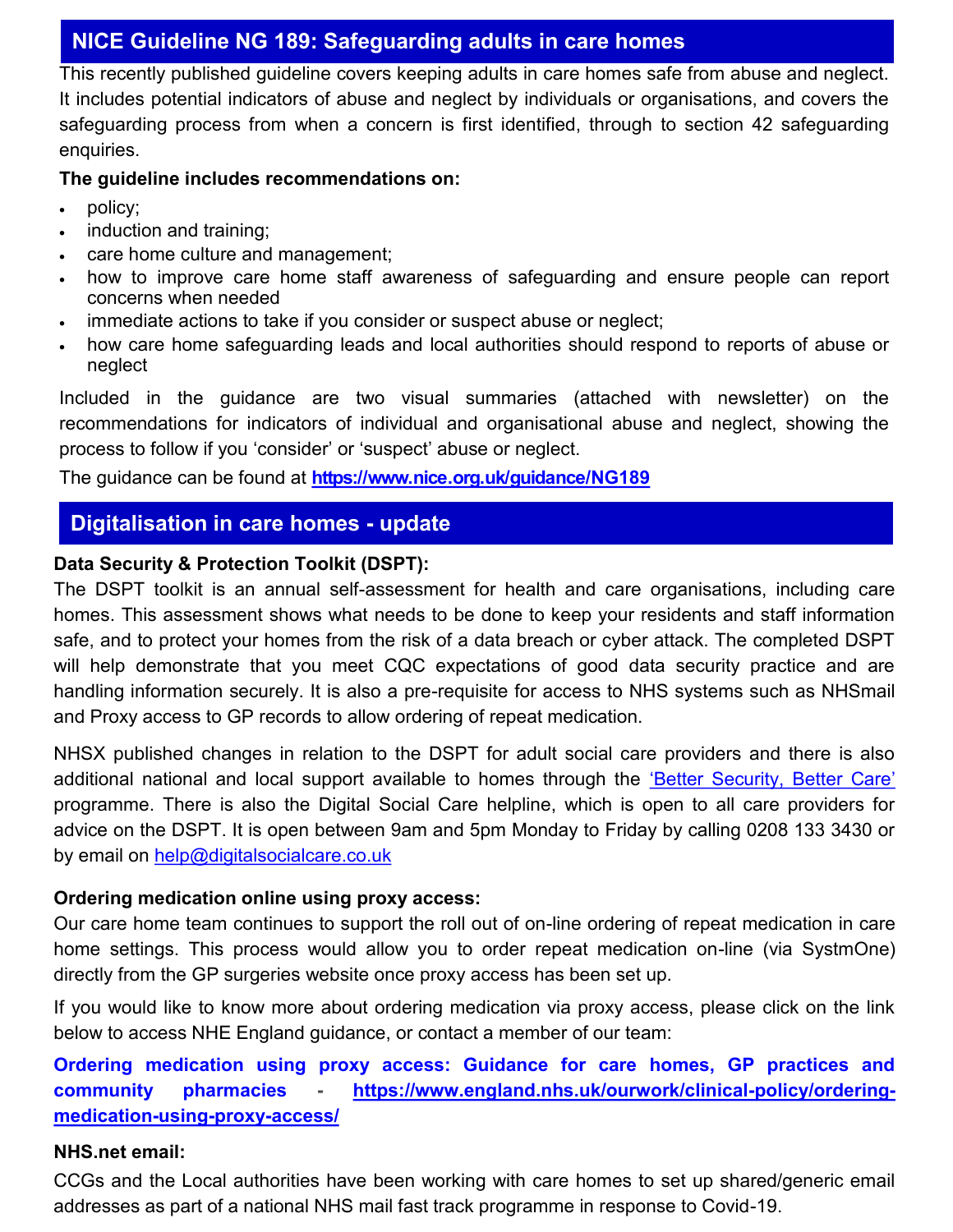## NICE Guideline NG 189: Safeguarding adults in care homes

This recently published guideline covers keeping adults in care homes safe from abuse and neglect. It includes potential indicators of abuse and neglect by individuals or organisations, and covers the safeguarding process from when a concern is first identified, through to section 42 safeguarding enquiries.

**The guideline includes recommendations on:**

- policy;
- induction and training;
- care home culture and management;
- how to improve care home staff awareness of safeguarding and ensure people can report concerns when needed
- immediate actions to take if you consider or suspect abuse or neglect;
- how care home safeguarding leads and local authorities should respond to reports of abuse or neglect

Included in the guidance are two visual summaries (attached with newsletter) on the recommendations for indicators of individual and organisational abuse and neglect, showing the process to follow if you 'consider' or 'suspect' abuse or neglect.

The guidance can be found at **https://www.nice.org.uk/guidance/NG189**

## Digitalisation in care homes - update

**Data Security & Protection Toolkit (DSPT):**

The DSPT toolkit is an annual self-assessment for health and care organisations, including care homes. This assessment shows what needs to be done to keep your residents and staff information safe, and to protect your homes from the risk of a data breach or cyber attack. The completed DSPT will help demonstrate that you meet CQC expectations of good data security practice and are handling information securely. It is also a pre-requisite for access to NHS systems such as NHSmail and Proxy access to GP records to allow ordering of repeat medication.

NHSX published changes in relation to the DSPT for adult social care providers and there is also additional national and local support available to homes through the 'Better Security, Better Care' programme. There is also the Digital Social Care helpline, which is open to all care providers for advice on the DSPT. It is open between 9am and 5pm Monday to Friday by calling 0208 133 3430 or by email on help@digitalsocialcare.co.uk

**Ordering medication online using proxy access:**

Our care home team continues to support the roll out of on-line ordering of repeat medication in care home settings. This process would allow you to order repeat medication on-line (via SystmOne) directly from the GP surgeries website once proxy access has been set up.

If you would like to know more about ordering medication via proxy access, please click on the link below to access NHE England guidance, or contact a member of our team:

**Ordering medication using proxy access: Guidance for care homes, GP practices and community pharmacies - https://www.england.nhs.uk/ourwork/clinical-policy/ordering-medication-using-proxy-access/**

**NHS.net email:**

CCGs and the Local authorities have been working with care homes to set up shared/generic email addresses as part of a national NHS mail fast track programme in response to Covid-19.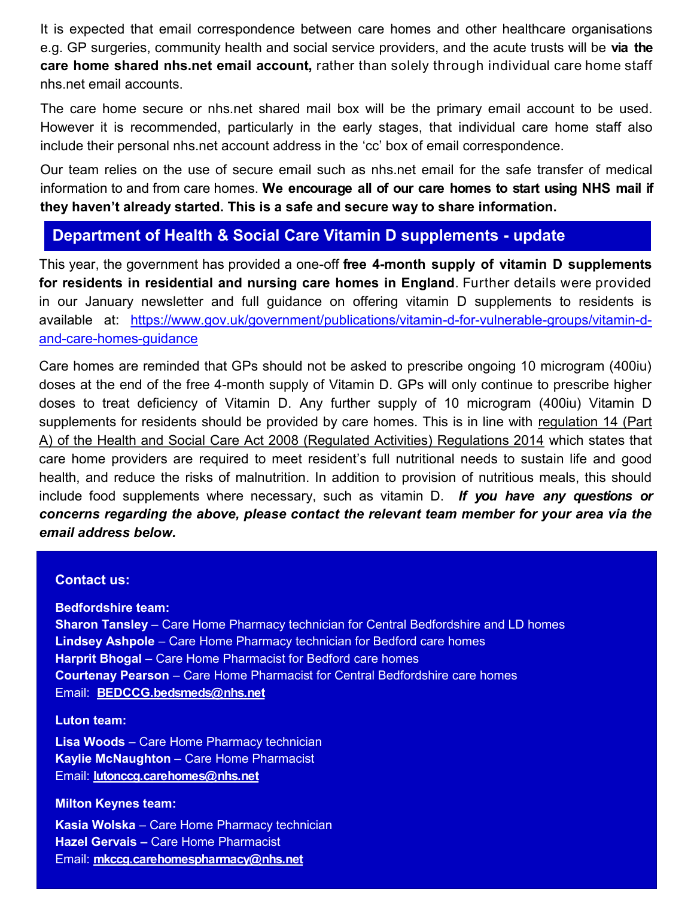It is expected that email correspondence between care homes and other healthcare organisations e.g. GP surgeries, community health and social service providers, and the acute trusts will be **via the care home shared nhs.net email account,** rather than solely through individual care home staff nhs.net email accounts.

The care home secure or nhs.net shared mail box will be the primary email account to be used. However it is recommended, particularly in the early stages, that individual care home staff also include their personal nhs.net account address in the 'cc' box of email correspondence.

Our team relies on the use of secure email such as nhs.net email for the safe transfer of medical information to and from care homes. **We encourage all of our care homes to start using NHS mail if they haven't already started. This is a safe and secure way to share information.**

## Department of Health & Social Care Vitamin D supplements - update

This year, the government has provided a one-off **free 4-month supply of vitamin D supplements for residents in residential and nursing care homes in England**. Further details were provided in our January newsletter and full guidance on offering vitamin D supplements to residents is available at: https://www.gov.uk/government/publications/vitamin-d-for-vulnerable-groups/vitamin-d-and-care-homes-guidance

Care homes are reminded that GPs should not be asked to prescribe ongoing 10 microgram (400iu) doses at the end of the free 4-month supply of Vitamin D. GPs will only continue to prescribe higher doses to treat deficiency of Vitamin D. Any further supply of 10 microgram (400iu) Vitamin D supplements for residents should be provided by care homes. This is in line with regulation 14 (Part A) of the Health and Social Care Act 2008 (Regulated Activities) Regulations 2014 which states that care home providers are required to meet resident's full nutritional needs to sustain life and good health, and reduce the risks of malnutrition. In addition to provision of nutritious meals, this should include food supplements where necessary, such as vitamin D. ***If you have any questions or concerns regarding the above, please contact the relevant team member for your area via the email address below.***

**Contact us:**

**Bedfordshire team:**

**Sharon Tansley** – Care Home Pharmacy technician for Central Bedfordshire and LD homes
**Lindsey Ashpole** – Care Home Pharmacy technician for Bedford care homes
**Harprit Bhogal** – Care Home Pharmacist for Bedford care homes
**Courtenay Pearson** – Care Home Pharmacist for Central Bedfordshire care homes
Email: **BEDCCG.bedsmeds@nhs.net**

**Luton team:**

**Lisa Woods** – Care Home Pharmacy technician
**Kaylie McNaughton** – Care Home Pharmacist
Email: **lutonccg.carehomes@nhs.net**

**Milton Keynes team:**

**Kasia Wolska** – Care Home Pharmacy technician
**Hazel Gervais –** Care Home Pharmacist
Email: **mkccg.carehomespharmacy@nhs.net**